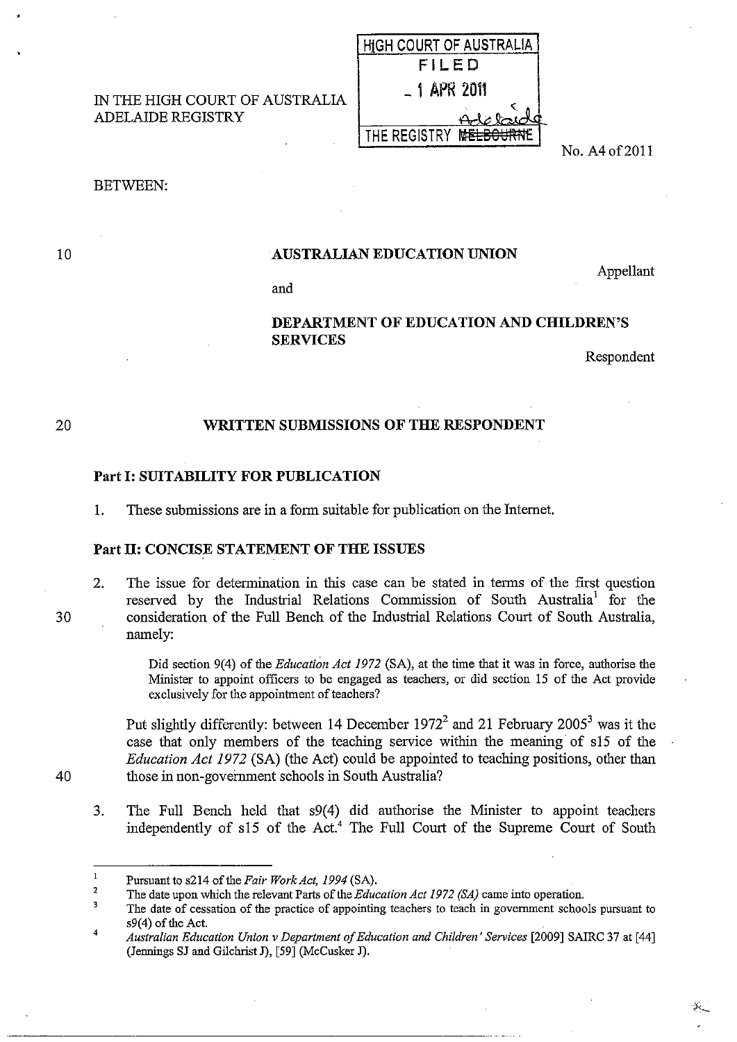IN THE HIGH COURT OF AUSTRALIA
ADELAIDE REGISTRY

HIGH COURT OF AUSTRALIA
FILED
- 1 APR 2011
Adelaide
THE REGISTRY ~~MELBOURNE~~

No. A4 of 2011

BETWEEN:

**AUSTRALIAN EDUCATION UNION**

Appellant

and

**DEPARTMENT OF EDUCATION AND CHILDREN'S SERVICES**

Respondent

## WRITTEN SUBMISSIONS OF THE RESPONDENT

### Part I: SUITABILITY FOR PUBLICATION

1. These submissions are in a form suitable for publication on the Internet.

### Part II: CONCISE STATEMENT OF THE ISSUES

2. The issue for determination in this case can be stated in terms of the first question reserved by the Industrial Relations Commission of South Australia[1] for the consideration of the Full Bench of the Industrial Relations Court of South Australia, namely:

> Did section 9(4) of the *Education Act 1972* (SA), at the time that it was in force, authorise the Minister to appoint officers to be engaged as teachers, or did section 15 of the Act provide exclusively for the appointment of teachers?

Put slightly differently: between 14 December 1972[2] and 21 February 2005[3] was it the case that only members of the teaching service within the meaning of s15 of the *Education Act 1972* (SA) (the Act) could be appointed to teaching positions, other than those in non-government schools in South Australia?

3. The Full Bench held that s9(4) did authorise the Minister to appoint teachers independently of s15 of the Act.[4] The Full Court of the Supreme Court of South

---

[1] Pursuant to s214 of the *Fair Work Act, 1994* (SA).

[2] The date upon which the relevant Parts of the *Education Act 1972 (SA)* came into operation.

[3] The date of cessation of the practice of appointing teachers to teach in government schools pursuant to s9(4) of the Act.

[4] *Australian Education Union v Department of Education and Children' Services* [2009] SAIRC 37 at [44] (Jennings SJ and Gilchrist J), [59] (McCusker J).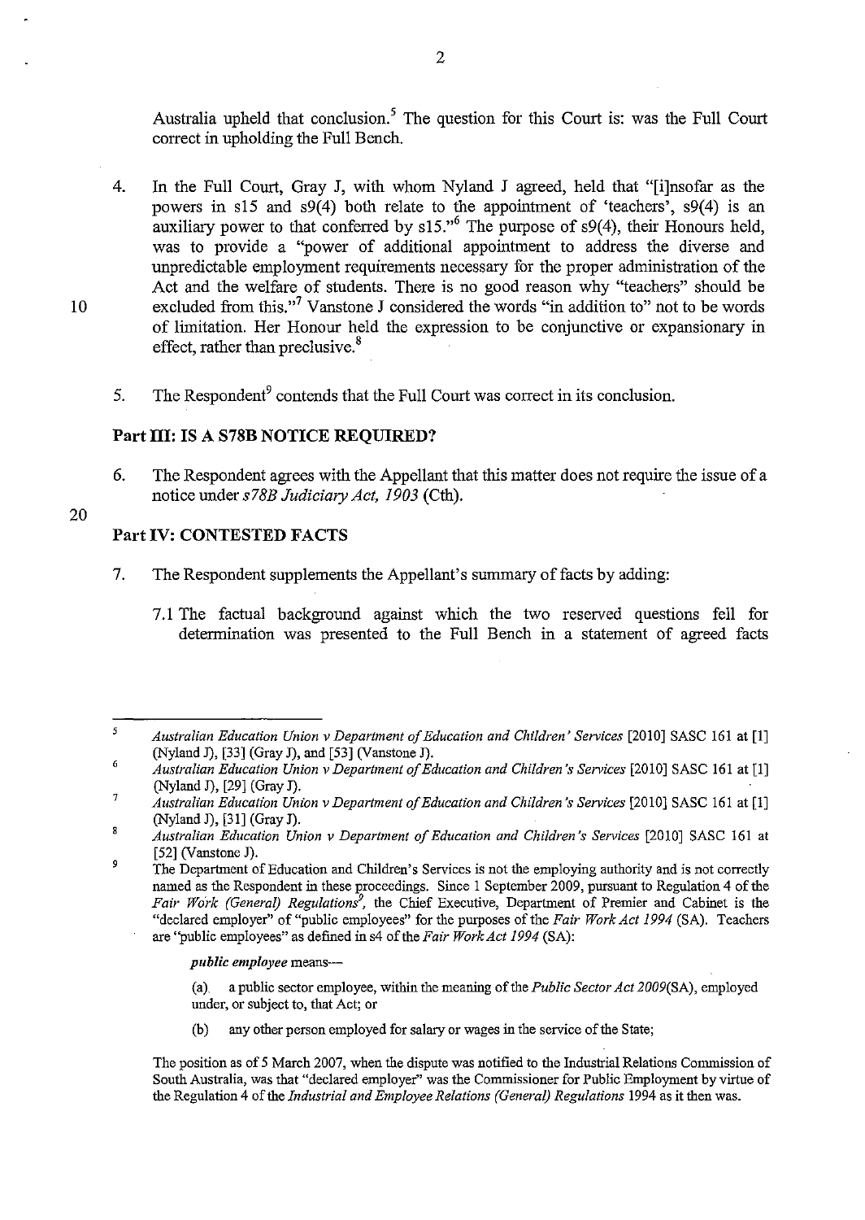Australia upheld that conclusion.[5] The question for this Court is: was the Full Court correct in upholding the Full Bench.

4. In the Full Court, Gray J, with whom Nyland J agreed, held that "[i]nsofar as the powers in s15 and s9(4) both relate to the appointment of 'teachers', s9(4) is an auxiliary power to that conferred by s15."[6] The purpose of s9(4), their Honours held, was to provide a "power of additional appointment to address the diverse and unpredictable employment requirements necessary for the proper administration of the Act and the welfare of students. There is no good reason why "teachers" should be excluded from this."[7] Vanstone J considered the words "in addition to" not to be words of limitation. Her Honour held the expression to be conjunctive or expansionary in effect, rather than preclusive.[8]

5. The Respondent[9] contends that the Full Court was correct in its conclusion.

## Part III: IS A S78B NOTICE REQUIRED?

6. The Respondent agrees with the Appellant that this matter does not require the issue of a notice under *s78B Judiciary Act, 1903* (Cth).

## Part IV: CONTESTED FACTS

7. The Respondent supplements the Appellant's summary of facts by adding:

   7.1 The factual background against which the two reserved questions fell for determination was presented to the Full Bench in a statement of agreed facts

---

[5] *Australian Education Union v Department of Education and Children' Services* [2010] SASC 161 at [1] (Nyland J), [33] (Gray J), and [53] (Vanstone J).

[6] *Australian Education Union v Department of Education and Children's Services* [2010] SASC 161 at [1] (Nyland J), [29] (Gray J).

[7] *Australian Education Union v Department of Education and Children's Services* [2010] SASC 161 at [1] (Nyland J), [31] (Gray J).

[8] *Australian Education Union v Department of Education and Children's Services* [2010] SASC 161 at [52] (Vanstone J).

[9] The Department of Education and Children's Services is not the employing authority and is not correctly named as the Respondent in these proceedings. Since 1 September 2009, pursuant to Regulation 4 of the *Fair Work (General) Regulations*[9], the Chief Executive, Department of Premier and Cabinet is the "declared employer" of "public employees" for the purposes of the *Fair Work Act 1994* (SA). Teachers are "public employees" as defined in s4 of the *Fair Work Act 1994* (SA):

> ***public employee*** means—
>
> (a) a public sector employee, within the meaning of the *Public Sector Act 2009*(SA), employed under, or subject to, that Act; or
>
> (b) any other person employed for salary or wages in the service of the State;

The position as of 5 March 2007, when the dispute was notified to the Industrial Relations Commission of South Australia, was that "declared employer" was the Commissioner for Public Employment by virtue of the Regulation 4 of the *Industrial and Employee Relations (General) Regulations* 1994 as it then was.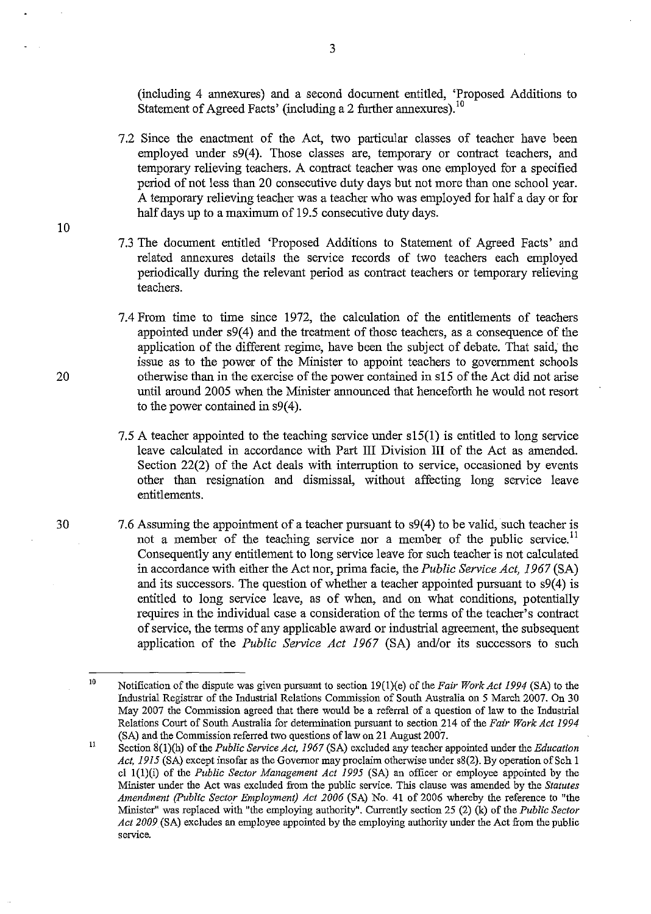(including 4 annexures) and a second document entitled, 'Proposed Additions to Statement of Agreed Facts' (including a 2 further annexures).[10]

7.2 Since the enactment of the Act, two particular classes of teacher have been employed under s9(4). Those classes are, temporary or contract teachers, and temporary relieving teachers. A contract teacher was one employed for a specified period of not less than 20 consecutive duty days but not more than one school year. A temporary relieving teacher was a teacher who was employed for half a day or for half days up to a maximum of 19.5 consecutive duty days.

7.3 The document entitled 'Proposed Additions to Statement of Agreed Facts' and related annexures details the service records of two teachers each employed periodically during the relevant period as contract teachers or temporary relieving teachers.

7.4 From time to time since 1972, the calculation of the entitlements of teachers appointed under s9(4) and the treatment of those teachers, as a consequence of the application of the different regime, have been the subject of debate. That said, the issue as to the power of the Minister to appoint teachers to government schools otherwise than in the exercise of the power contained in s15 of the Act did not arise until around 2005 when the Minister announced that henceforth he would not resort to the power contained in s9(4).

7.5 A teacher appointed to the teaching service under s15(1) is entitled to long service leave calculated in accordance with Part III Division III of the Act as amended. Section 22(2) of the Act deals with interruption to service, occasioned by events other than resignation and dismissal, without affecting long service leave entitlements.

7.6 Assuming the appointment of a teacher pursuant to s9(4) to be valid, such teacher is not a member of the teaching service nor a member of the public service.[11] Consequently any entitlement to long service leave for such teacher is not calculated in accordance with either the Act nor, prima facie, the *Public Service Act, 1967* (SA) and its successors. The question of whether a teacher appointed pursuant to s9(4) is entitled to long service leave, as of when, and on what conditions, potentially requires in the individual case a consideration of the terms of the teacher's contract of service, the terms of any applicable award or industrial agreement, the subsequent application of the *Public Service Act 1967* (SA) and/or its successors to such

---

[10] Notification of the dispute was given pursuant to section 19(1)(e) of the *Fair Work Act 1994* (SA) to the Industrial Registrar of the Industrial Relations Commission of South Australia on 5 March 2007. On 30 May 2007 the Commission agreed that there would be a referral of a question of law to the Industrial Relations Court of South Australia for determination pursuant to section 214 of the *Fair Work Act 1994* (SA) and the Commission referred two questions of law on 21 August 2007.

[11] Section 8(1)(h) of the *Public Service Act, 1967* (SA) excluded any teacher appointed under the *Education Act, 1915* (SA) except insofar as the Governor may proclaim otherwise under s8(2). By operation of Sch 1 cl 1(1)(i) of the *Public Sector Management Act 1995* (SA) an officer or employee appointed by the Minister under the Act was excluded from the public service. This clause was amended by the *Statutes Amendment (Public Sector Employment) Act 2006* (SA) No. 41 of 2006 whereby the reference to "the Minister" was replaced with "the employing authority". Currently section 25 (2) (k) of the *Public Sector Act 2009* (SA) excludes an employee appointed by the employing authority under the Act from the public service.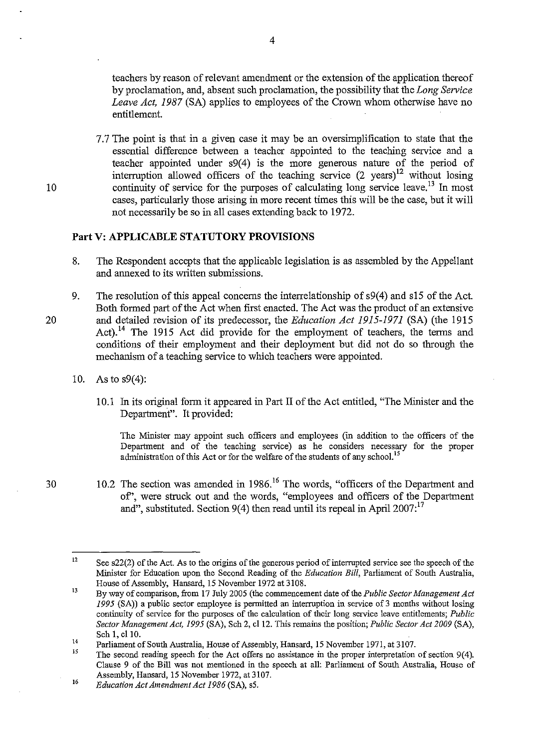teachers by reason of relevant amendment or the extension of the application thereof by proclamation, and, absent such proclamation, the possibility that the *Long Service Leave Act, 1987* (SA) applies to employees of the Crown whom otherwise have no entitlement.

7.7 The point is that in a given case it may be an oversimplification to state that the essential difference between a teacher appointed to the teaching service and a teacher appointed under s9(4) is the more generous nature of the period of interruption allowed officers of the teaching service (2 years)[12] without losing continuity of service for the purposes of calculating long service leave.[13] In most cases, particularly those arising in more recent times this will be the case, but it will not necessarily be so in all cases extending back to 1972.

## Part V: APPLICABLE STATUTORY PROVISIONS

8. The Respondent accepts that the applicable legislation is as assembled by the Appellant and annexed to its written submissions.

9. The resolution of this appeal concerns the interrelationship of s9(4) and s15 of the Act. Both formed part of the Act when first enacted. The Act was the product of an extensive and detailed revision of its predecessor, the *Education Act 1915-1971* (SA) (the 1915 Act).[14] The 1915 Act did provide for the employment of teachers, the terms and conditions of their employment and their deployment but did not do so through the mechanism of a teaching service to which teachers were appointed.

10. As to s9(4):

10.1 In its original form it appeared in Part II of the Act entitled, "The Minister and the Department". It provided:

> The Minister may appoint such officers and employees (in addition to the officers of the Department and of the teaching service) as he considers necessary for the proper administration of this Act or for the welfare of the students of any school.[15]

10.2 The section was amended in 1986.[16] The words, "officers of the Department and of", were struck out and the words, "employees and officers of the Department and", substituted. Section 9(4) then read until its repeal in April 2007:[17]

---

[12] See s22(2) of the Act. As to the origins of the generous period of interrupted service see the speech of the Minister for Education upon the Second Reading of the *Education Bill*, Parliament of South Australia, House of Assembly, Hansard, 15 November 1972 at 3108.

[13] By way of comparison, from 17 July 2005 (the commencement date of the *Public Sector Management Act 1995* (SA)) a public sector employee is permitted an interruption in service of 3 months without losing continuity of service for the purposes of the calculation of their long service leave entitlements; *Public Sector Management Act, 1995* (SA), Sch 2, cl 12. This remains the position; *Public Sector Act 2009* (SA), Sch 1, cl 10.

[14] Parliament of South Australia, House of Assembly, Hansard, 15 November 1971, at 3107.

[15] The second reading speech for the Act offers no assistance in the proper interpretation of section 9(4). Clause 9 of the Bill was not mentioned in the speech at all: Parliament of South Australia, House of Assembly, Hansard, 15 November 1972, at 3107.

[16] *Education Act Amendment Act 1986* (SA), s5.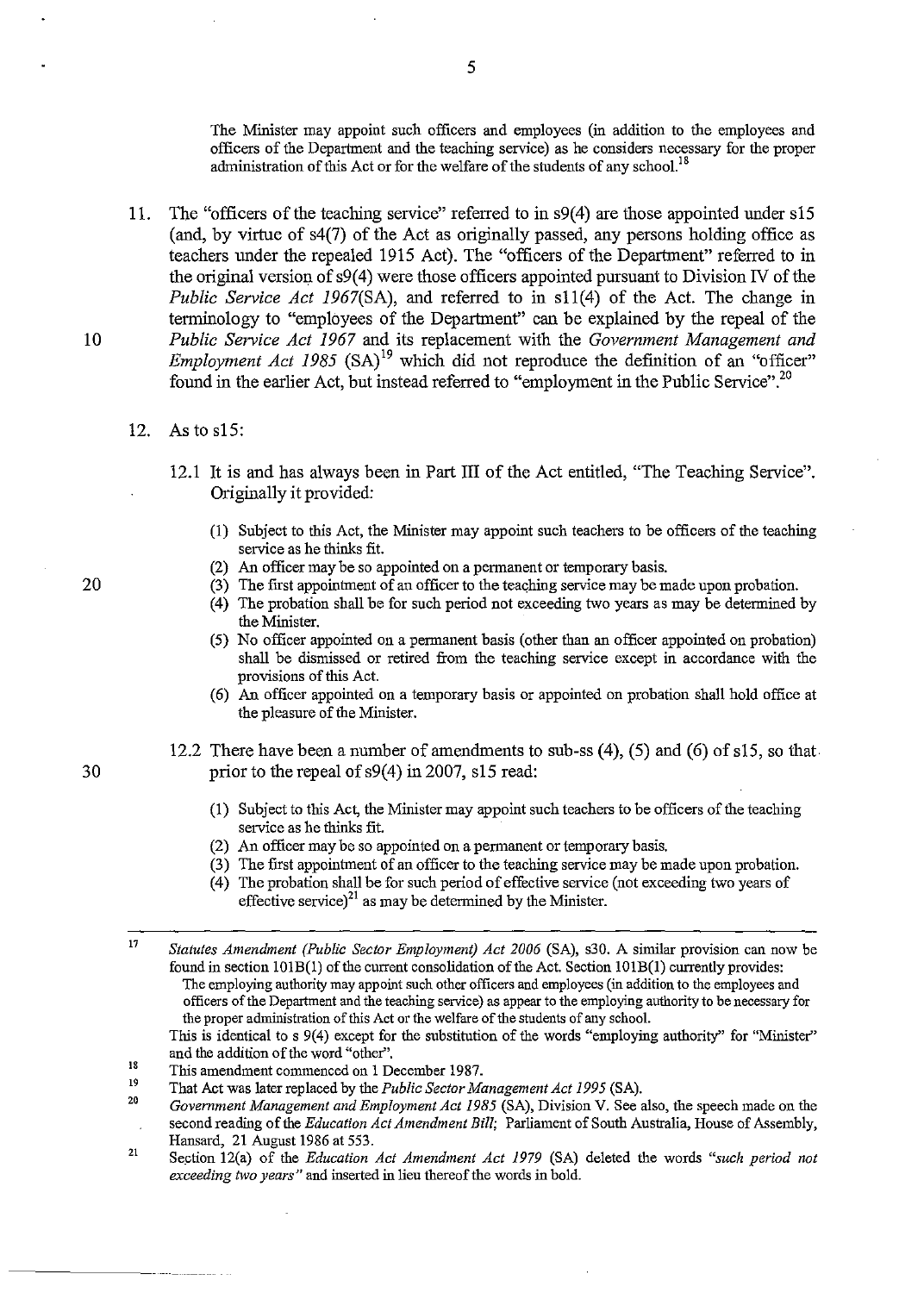> The Minister may appoint such officers and employees (in addition to the employees and officers of the Department and the teaching service) as he considers necessary for the proper administration of this Act or for the welfare of the students of any school.[18]

11. The "officers of the teaching service" referred to in s9(4) are those appointed under s15 (and, by virtue of s4(7) of the Act as originally passed, any persons holding office as teachers under the repealed 1915 Act). The "officers of the Department" referred to in the original version of s9(4) were those officers appointed pursuant to Division IV of the *Public Service Act 1967*(SA), and referred to in s11(4) of the Act. The change in terminology to "employees of the Department" can be explained by the repeal of the *Public Service Act 1967* and its replacement with the *Government Management and Employment Act 1985* (SA)[19] which did not reproduce the definition of an "officer" found in the earlier Act, but instead referred to "employment in the Public Service".[20]

12. As to s15:

    12.1 It is and has always been in Part III of the Act entitled, "The Teaching Service". Originally it provided:

    > (1) Subject to this Act, the Minister may appoint such teachers to be officers of the teaching service as he thinks fit.
    > (2) An officer may be so appointed on a permanent or temporary basis.
    > (3) The first appointment of an officer to the teaching service may be made upon probation.
    > (4) The probation shall be for such period not exceeding two years as may be determined by the Minister.
    > (5) No officer appointed on a permanent basis (other than an officer appointed on probation) shall be dismissed or retired from the teaching service except in accordance with the provisions of this Act.
    > (6) An officer appointed on a temporary basis or appointed on probation shall hold office at the pleasure of the Minister.

    12.2 There have been a number of amendments to sub-ss (4), (5) and (6) of s15, so that prior to the repeal of s9(4) in 2007, s15 read:

    > (1) Subject to this Act, the Minister may appoint such teachers to be officers of the teaching service as he thinks fit.
    > (2) An officer may be so appointed on a permanent or temporary basis.
    > (3) The first appointment of an officer to the teaching service may be made upon probation.
    > (4) The probation shall be for such period of effective service (not exceeding two years of effective service)[21] as may be determined by the Minister.

---

[17] *Statutes Amendment (Public Sector Employment) Act 2006* (SA), s30. A similar provision can now be found in section 101B(1) of the current consolidation of the Act. Section 101B(1) currently provides:
> The employing authority may appoint such other officers and employees (in addition to the employees and officers of the Department and the teaching service) as appear to the employing authority to be necessary for the proper administration of this Act or the welfare of the students of any school.

This is identical to s 9(4) except for the substitution of the words "employing authority" for "Minister" and the addition of the word "other".

[18] This amendment commenced on 1 December 1987.

[19] That Act was later replaced by the *Public Sector Management Act 1995* (SA).

[20] *Government Management and Employment Act 1985* (SA), Division V. See also, the speech made on the second reading of the *Education Act Amendment Bill*; Parliament of South Australia, House of Assembly, Hansard, 21 August 1986 at 553.

[21] Section 12(a) of the *Education Act Amendment Act 1979* (SA) deleted the words *"such period not exceeding two years"* and inserted in lieu thereof the words in bold.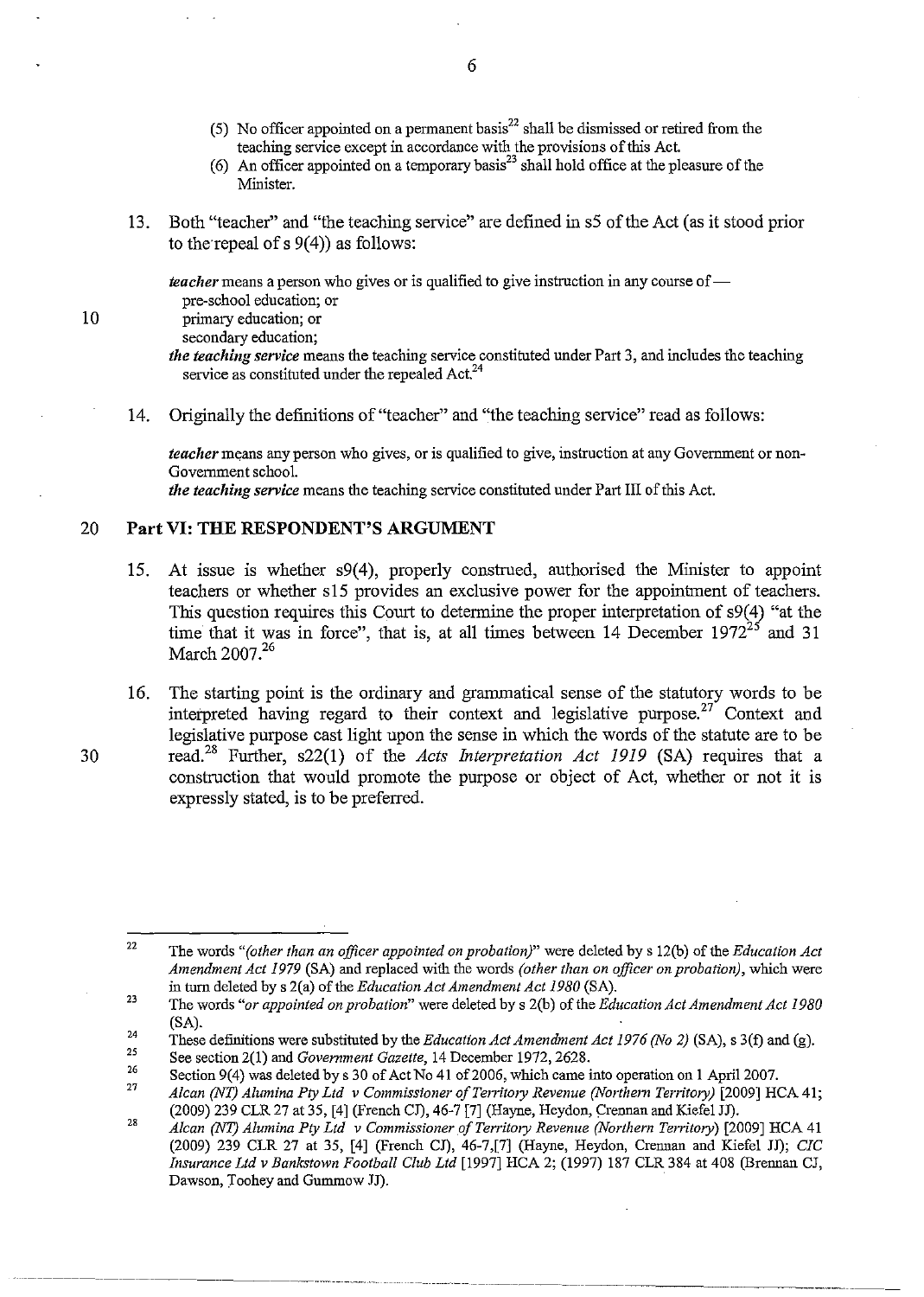(5) No officer appointed on a permanent basis[22] shall be dismissed or retired from the teaching service except in accordance with the provisions of this Act.

(6) An officer appointed on a temporary basis[23] shall hold office at the pleasure of the Minister.

13. Both "teacher" and "the teaching service" are defined in s5 of the Act (as it stood prior to the repeal of s 9(4)) as follows:

> ***teacher*** means a person who gives or is qualified to give instruction in any course of—
> pre-school education; or
> primary education; or
> secondary education;
>
> ***the teaching service*** means the teaching service constituted under Part 3, and includes the teaching service as constituted under the repealed Act.[24]

14. Originally the definitions of "teacher" and "the teaching service" read as follows:

> ***teacher*** means any person who gives, or is qualified to give, instruction at any Government or non-Government school.
>
> ***the teaching service*** means the teaching service constituted under Part III of this Act.

## Part VI: THE RESPONDENT'S ARGUMENT

15. At issue is whether s9(4), properly construed, authorised the Minister to appoint teachers or whether s15 provides an exclusive power for the appointment of teachers. This question requires this Court to determine the proper interpretation of s9(4) "at the time that it was in force", that is, at all times between 14 December 1972[25] and 31 March 2007.[26]

16. The starting point is the ordinary and grammatical sense of the statutory words to be interpreted having regard to their context and legislative purpose.[27] Context and legislative purpose cast light upon the sense in which the words of the statute are to be read.[28] Further, s22(1) of the *Acts Interpretation Act 1919* (SA) requires that a construction that would promote the purpose or object of Act, whether or not it is expressly stated, is to be preferred.

---

[22] The words *"(other than an officer appointed on probation)"* were deleted by s 12(b) of the *Education Act Amendment Act 1979* (SA) and replaced with the words *(other than on officer on probation)*, which were in turn deleted by s 2(a) of the *Education Act Amendment Act 1980* (SA).

[23] The words *"or appointed on probation"* were deleted by s 2(b) of the *Education Act Amendment Act 1980* (SA).

[24] These definitions were substituted by the *Education Act Amendment Act 1976 (No 2)* (SA), s 3(f) and (g).

[25] See section 2(1) and *Government Gazette*, 14 December 1972, 2628.

[26] Section 9(4) was deleted by s 30 of Act No 41 of 2006, which came into operation on 1 April 2007.

[27] *Alcan (NT) Alumina Pty Ltd v Commissioner of Territory Revenue (Northern Territory)* [2009] HCA 41; (2009) 239 CLR 27 at 35, [4] (French CJ), 46-7 [7] (Hayne, Heydon, Crennan and Kiefel JJ).

[28] *Alcan (NT) Alumina Pty Ltd v Commissioner of Territory Revenue (Northern Territory)* [2009] HCA 41 (2009) 239 CLR 27 at 35, [4] (French CJ), 46-7,[7] (Hayne, Heydon, Crennan and Kiefel JJ); *CIC Insurance Ltd v Bankstown Football Club Ltd* [1997] HCA 2; (1997) 187 CLR 384 at 408 (Brennan CJ, Dawson, Toohey and Gummow JJ).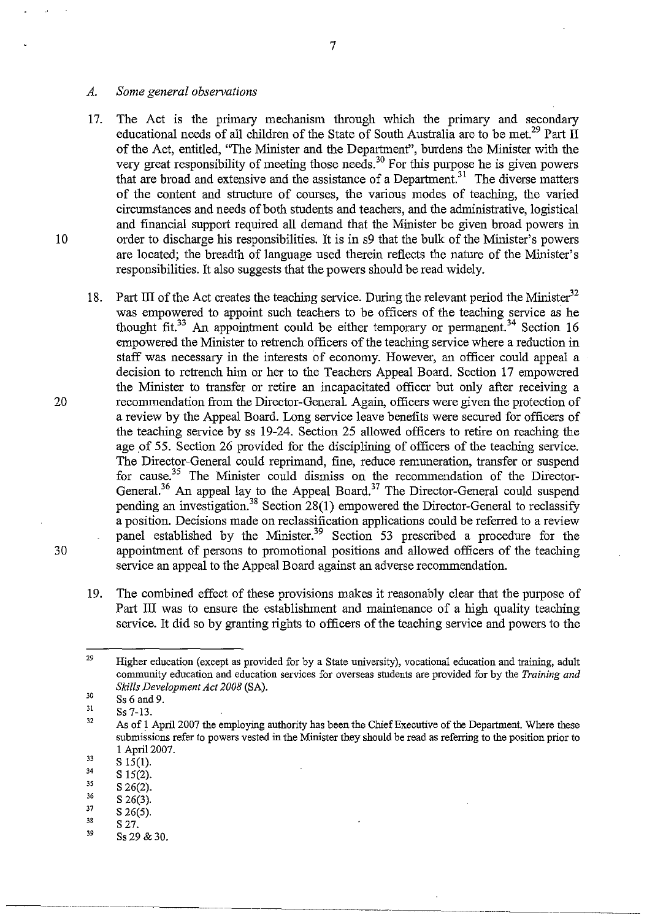### A. *Some general observations*

17. The Act is the primary mechanism through which the primary and secondary educational needs of all children of the State of South Australia are to be met.[29] Part II of the Act, entitled, "The Minister and the Department", burdens the Minister with the very great responsibility of meeting those needs.[30] For this purpose he is given powers that are broad and extensive and the assistance of a Department.[31] The diverse matters of the content and structure of courses, the various modes of teaching, the varied circumstances and needs of both students and teachers, and the administrative, logistical and financial support required all demand that the Minister be given broad powers in order to discharge his responsibilities. It is in s9 that the bulk of the Minister's powers are located; the breadth of language used therein reflects the nature of the Minister's responsibilities. It also suggests that the powers should be read widely.

18. Part III of the Act creates the teaching service. During the relevant period the Minister[32] was empowered to appoint such teachers to be officers of the teaching service as he thought fit.[33] An appointment could be either temporary or permanent.[34] Section 16 empowered the Minister to retrench officers of the teaching service where a reduction in staff was necessary in the interests of economy. However, an officer could appeal a decision to retrench him or her to the Teachers Appeal Board. Section 17 empowered the Minister to transfer or retire an incapacitated officer but only after receiving a recommendation from the Director-General. Again, officers were given the protection of a review by the Appeal Board. Long service leave benefits were secured for officers of the teaching service by ss 19-24. Section 25 allowed officers to retire on reaching the age of 55. Section 26 provided for the disciplining of officers of the teaching service. The Director-General could reprimand, fine, reduce remuneration, transfer or suspend for cause.[35] The Minister could dismiss on the recommendation of the Director-General.[36] An appeal lay to the Appeal Board.[37] The Director-General could suspend pending an investigation.[38] Section 28(1) empowered the Director-General to reclassify a position. Decisions made on reclassification applications could be referred to a review panel established by the Minister.[39] Section 53 prescribed a procedure for the appointment of persons to promotional positions and allowed officers of the teaching service an appeal to the Appeal Board against an adverse recommendation.

19. The combined effect of these provisions makes it reasonably clear that the purpose of Part III was to ensure the establishment and maintenance of a high quality teaching service. It did so by granting rights to officers of the teaching service and powers to the

---

[29] Higher education (except as provided for by a State university), vocational education and training, adult community education and education services for overseas students are provided for by the *Training and Skills Development Act 2008* (SA).

[30] Ss 6 and 9.

[31] Ss 7-13.

[32] As of 1 April 2007 the employing authority has been the Chief Executive of the Department. Where these submissions refer to powers vested in the Minister they should be read as referring to the position prior to 1 April 2007.

[33] S 15(1).

[34] S 15(2).

[35] S 26(2).

[36] S 26(3).

[37] S 26(5).

[38] S 27.

[39] Ss 29 & 30.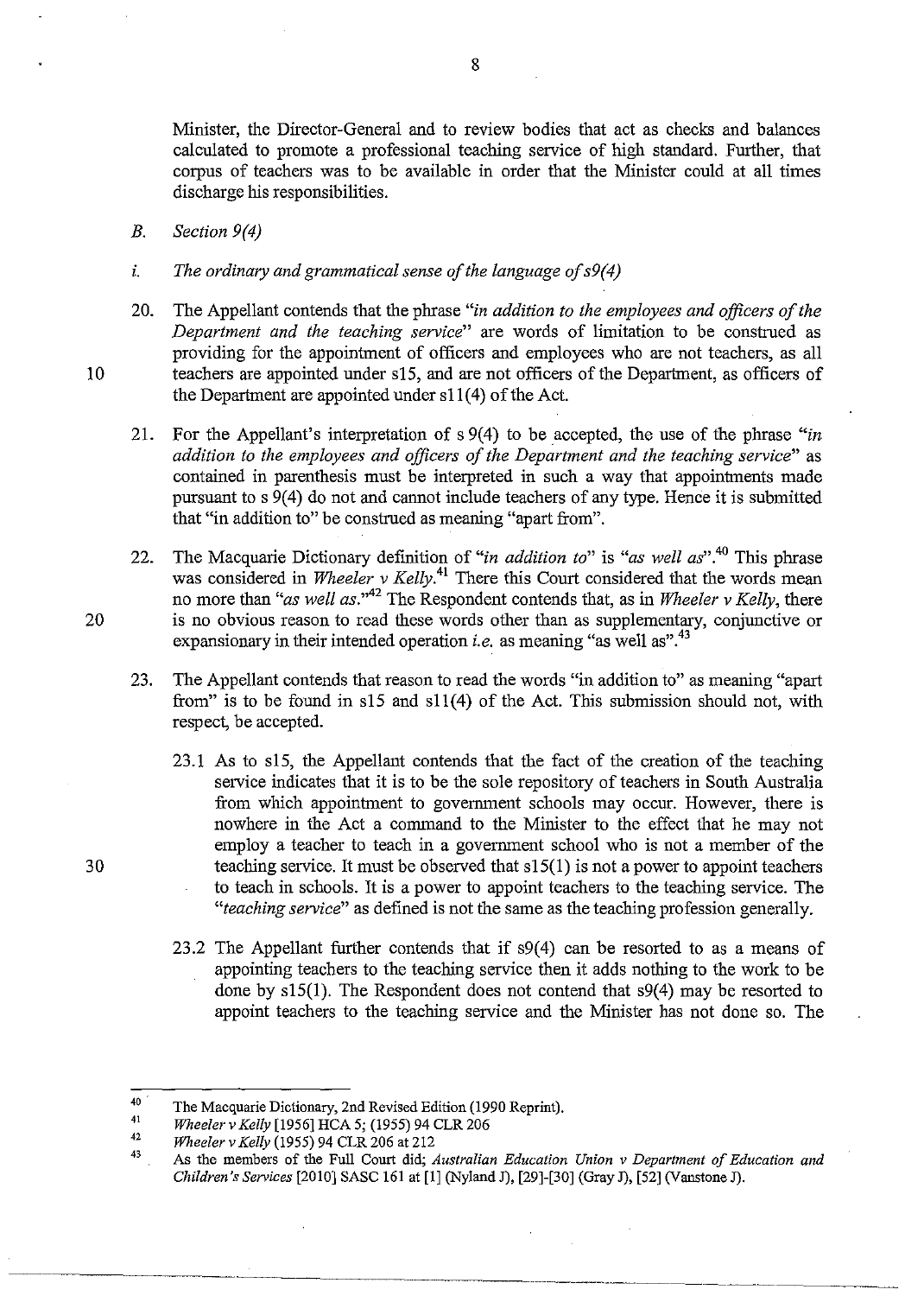Minister, the Director-General and to review bodies that act as checks and balances calculated to promote a professional teaching service of high standard. Further, that corpus of teachers was to be available in order that the Minister could at all times discharge his responsibilities.

*B. Section 9(4)*

*i. The ordinary and grammatical sense of the language of s9(4)*

20. The Appellant contends that the phrase "*in addition to the employees and officers of the Department and the teaching service*" are words of limitation to be construed as providing for the appointment of officers and employees who are not teachers, as all teachers are appointed under s15, and are not officers of the Department, as officers of the Department are appointed under s11(4) of the Act.

21. For the Appellant's interpretation of s 9(4) to be accepted, the use of the phrase "*in addition to the employees and officers of the Department and the teaching service*" as contained in parenthesis must be interpreted in such a way that appointments made pursuant to s 9(4) do not and cannot include teachers of any type. Hence it is submitted that "in addition to" be construed as meaning "apart from".

22. The Macquarie Dictionary definition of "*in addition to*" is "*as well as*".[40] This phrase was considered in *Wheeler v Kelly*.[41] There this Court considered that the words mean no more than "*as well as*."[42] The Respondent contends that, as in *Wheeler v Kelly*, there is no obvious reason to read these words other than as supplementary, conjunctive or expansionary in their intended operation *i.e.* as meaning "as well as".[43]

23. The Appellant contends that reason to read the words "in addition to" as meaning "apart from" is to be found in s15 and s11(4) of the Act. This submission should not, with respect, be accepted.

    23.1 As to s15, the Appellant contends that the fact of the creation of the teaching service indicates that it is to be the sole repository of teachers in South Australia from which appointment to government schools may occur. However, there is nowhere in the Act a command to the Minister to the effect that he may not employ a teacher to teach in a government school who is not a member of the teaching service. It must be observed that s15(1) is not a power to appoint teachers to teach in schools. It is a power to appoint teachers to the teaching service. The "*teaching service*" as defined is not the same as the teaching profession generally.

    23.2 The Appellant further contends that if s9(4) can be resorted to as a means of appointing teachers to the teaching service then it adds nothing to the work to be done by s15(1). The Respondent does not contend that s9(4) may be resorted to appoint teachers to the teaching service and the Minister has not done so. The

---

[40] The Macquarie Dictionary, 2nd Revised Edition (1990 Reprint).

[41] *Wheeler v Kelly* [1956] HCA 5; (1955) 94 CLR 206

[42] *Wheeler v Kelly* (1955) 94 CLR 206 at 212

[43] As the members of the Full Court did; *Australian Education Union v Department of Education and Children's Services* [2010] SASC 161 at [1] (Nyland J), [29]-[30] (Gray J), [52] (Vanstone J).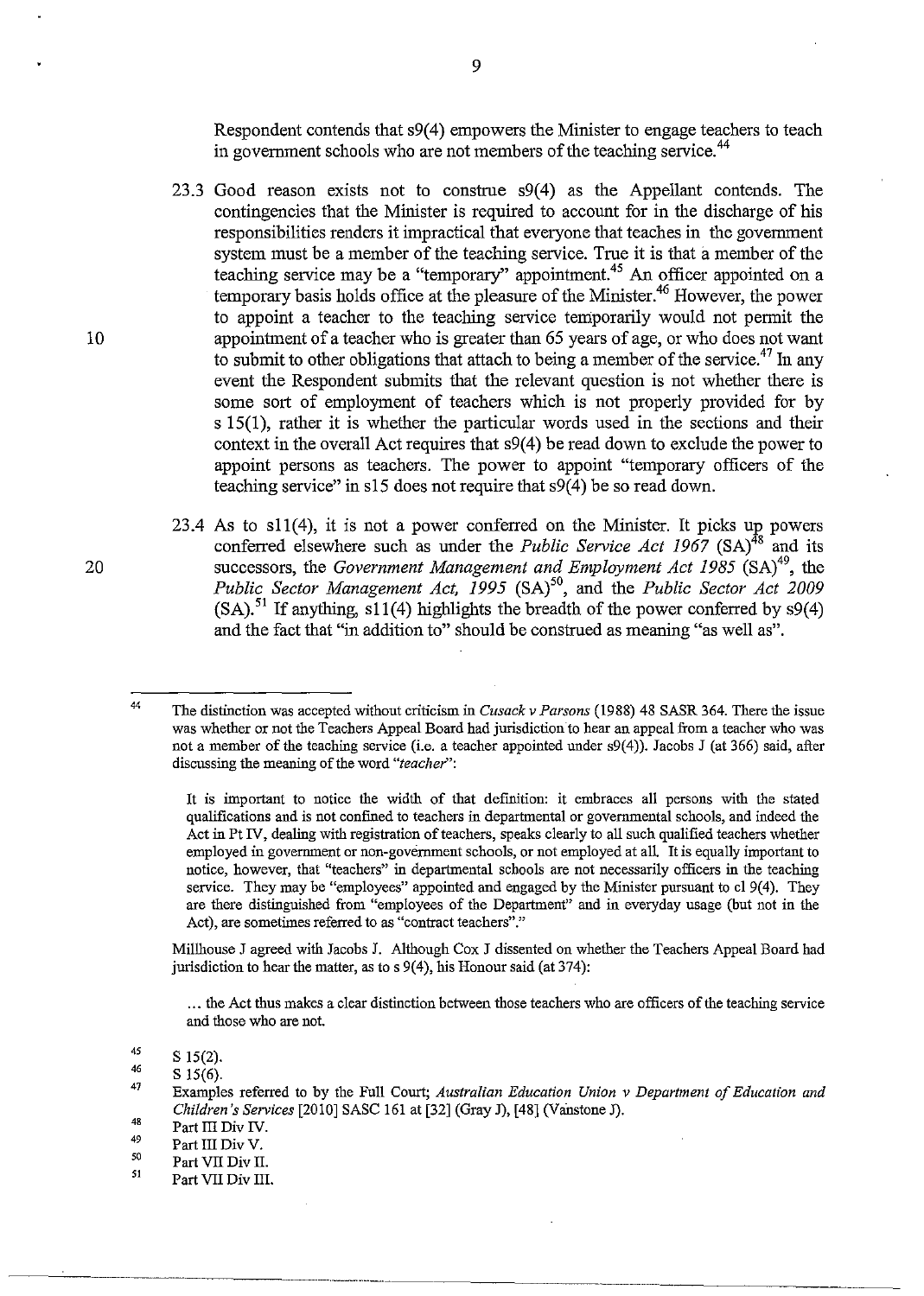Respondent contends that s9(4) empowers the Minister to engage teachers to teach in government schools who are not members of the teaching service.[44]

23.3 Good reason exists not to construe s9(4) as the Appellant contends. The contingencies that the Minister is required to account for in the discharge of his responsibilities renders it impractical that everyone that teaches in the government system must be a member of the teaching service. True it is that a member of the teaching service may be a "temporary" appointment.[45] An officer appointed on a temporary basis holds office at the pleasure of the Minister.[46] However, the power to appoint a teacher to the teaching service temporarily would not permit the appointment of a teacher who is greater than 65 years of age, or who does not want to submit to other obligations that attach to being a member of the service.[47] In any event the Respondent submits that the relevant question is not whether there is some sort of employment of teachers which is not properly provided for by s 15(1), rather it is whether the particular words used in the sections and their context in the overall Act requires that s9(4) be read down to exclude the power to appoint persons as teachers. The power to appoint "temporary officers of the teaching service" in s15 does not require that s9(4) be so read down.

23.4 As to s11(4), it is not a power conferred on the Minister. It picks up powers conferred elsewhere such as under the *Public Service Act 1967* (SA)[48] and its successors, the *Government Management and Employment Act 1985* (SA)[49], the *Public Sector Management Act, 1995* (SA)[50], and the *Public Sector Act 2009* (SA).[51] If anything, s11(4) highlights the breadth of the power conferred by s9(4) and the fact that "in addition to" should be construed as meaning "as well as".

---

[44] The distinction was accepted without criticism in *Cusack v Parsons* (1988) 48 SASR 364. There the issue was whether or not the Teachers Appeal Board had jurisdiction to hear an appeal from a teacher who was not a member of the teaching service (i.e. a teacher appointed under s9(4)). Jacobs J (at 366) said, after discussing the meaning of the word *"teacher"*:

> It is important to notice the width of that definition: it embraces all persons with the stated qualifications and is not confined to teachers in departmental or governmental schools, and indeed the Act in Pt IV, dealing with registration of teachers, speaks clearly to all such qualified teachers whether employed in government or non-government schools, or not employed at all. It is equally important to notice, however, that "teachers" in departmental schools are not necessarily officers in the teaching service. They may be "employees" appointed and engaged by the Minister pursuant to cl 9(4). They are there distinguished from "employees of the Department" and in everyday usage (but not in the Act), are sometimes referred to as "contract teachers"."

Millhouse J agreed with Jacobs J. Although Cox J dissented on whether the Teachers Appeal Board had jurisdiction to hear the matter, as to s 9(4), his Honour said (at 374):

> ... the Act thus makes a clear distinction between those teachers who are officers of the teaching service and those who are not.

[45] S 15(2).

[46] S 15(6).

[47] Examples referred to by the Full Court; *Australian Education Union v Department of Education and Children's Services* [2010] SASC 161 at [32] (Gray J), [48] (Vanstone J).

[48] Part III Div IV.

[49] Part III Div V.

[50] Part VII Div II.

[51] Part VII Div III.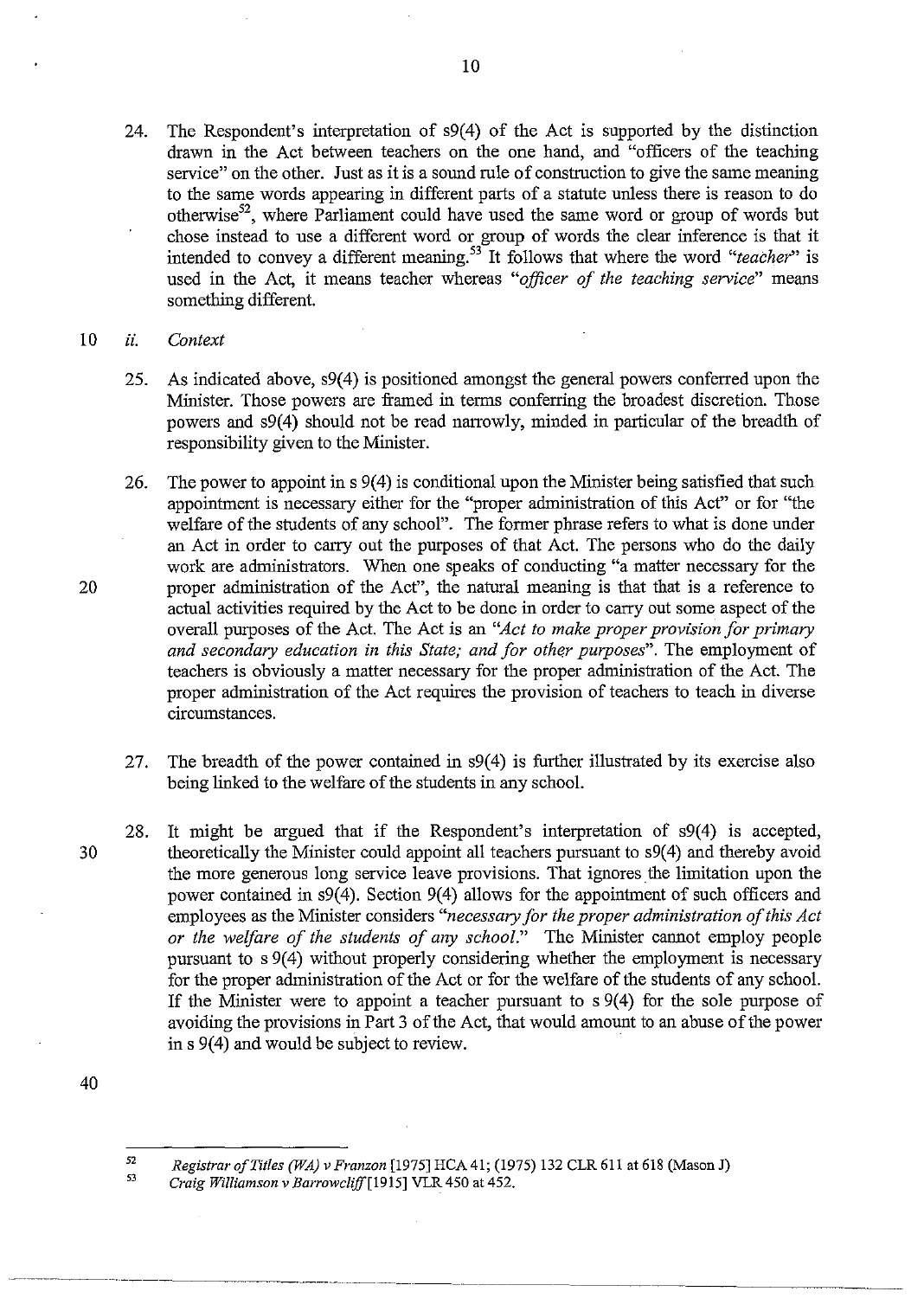24. The Respondent's interpretation of s9(4) of the Act is supported by the distinction drawn in the Act between teachers on the one hand, and "officers of the teaching service" on the other. Just as it is a sound rule of construction to give the same meaning to the same words appearing in different parts of a statute unless there is reason to do otherwise[52], where Parliament could have used the same word or group of words but chose instead to use a different word or group of words the clear inference is that it intended to convey a different meaning.[53] It follows that where the word "*teacher*" is used in the Act, it means teacher whereas "*officer of the teaching service*" means something different.

*ii. Context*

25. As indicated above, s9(4) is positioned amongst the general powers conferred upon the Minister. Those powers are framed in terms conferring the broadest discretion. Those powers and s9(4) should not be read narrowly, minded in particular of the breadth of responsibility given to the Minister.

26. The power to appoint in s 9(4) is conditional upon the Minister being satisfied that such appointment is necessary either for the "proper administration of this Act" or for "the welfare of the students of any school". The former phrase refers to what is done under an Act in order to carry out the purposes of that Act. The persons who do the daily work are administrators. When one speaks of conducting "a matter necessary for the proper administration of the Act", the natural meaning is that that is a reference to actual activities required by the Act to be done in order to carry out some aspect of the overall purposes of the Act. The Act is an "*Act to make proper provision for primary and secondary education in this State; and for other purposes*". The employment of teachers is obviously a matter necessary for the proper administration of the Act. The proper administration of the Act requires the provision of teachers to teach in diverse circumstances.

27. The breadth of the power contained in s9(4) is further illustrated by its exercise also being linked to the welfare of the students in any school.

28. It might be argued that if the Respondent's interpretation of s9(4) is accepted, theoretically the Minister could appoint all teachers pursuant to s9(4) and thereby avoid the more generous long service leave provisions. That ignores the limitation upon the power contained in s9(4). Section 9(4) allows for the appointment of such officers and employees as the Minister considers "*necessary for the proper administration of this Act or the welfare of the students of any school.*" The Minister cannot employ people pursuant to s 9(4) without properly considering whether the employment is necessary for the proper administration of the Act or for the welfare of the students of any school. If the Minister were to appoint a teacher pursuant to s 9(4) for the sole purpose of avoiding the provisions in Part 3 of the Act, that would amount to an abuse of the power in s 9(4) and would be subject to review.

---

[52] *Registrar of Titles (WA) v Franzon* [1975] HCA 41; (1975) 132 CLR 611 at 618 (Mason J)

[53] *Craig Williamson v Barrowcliff* [1915] VLR 450 at 452.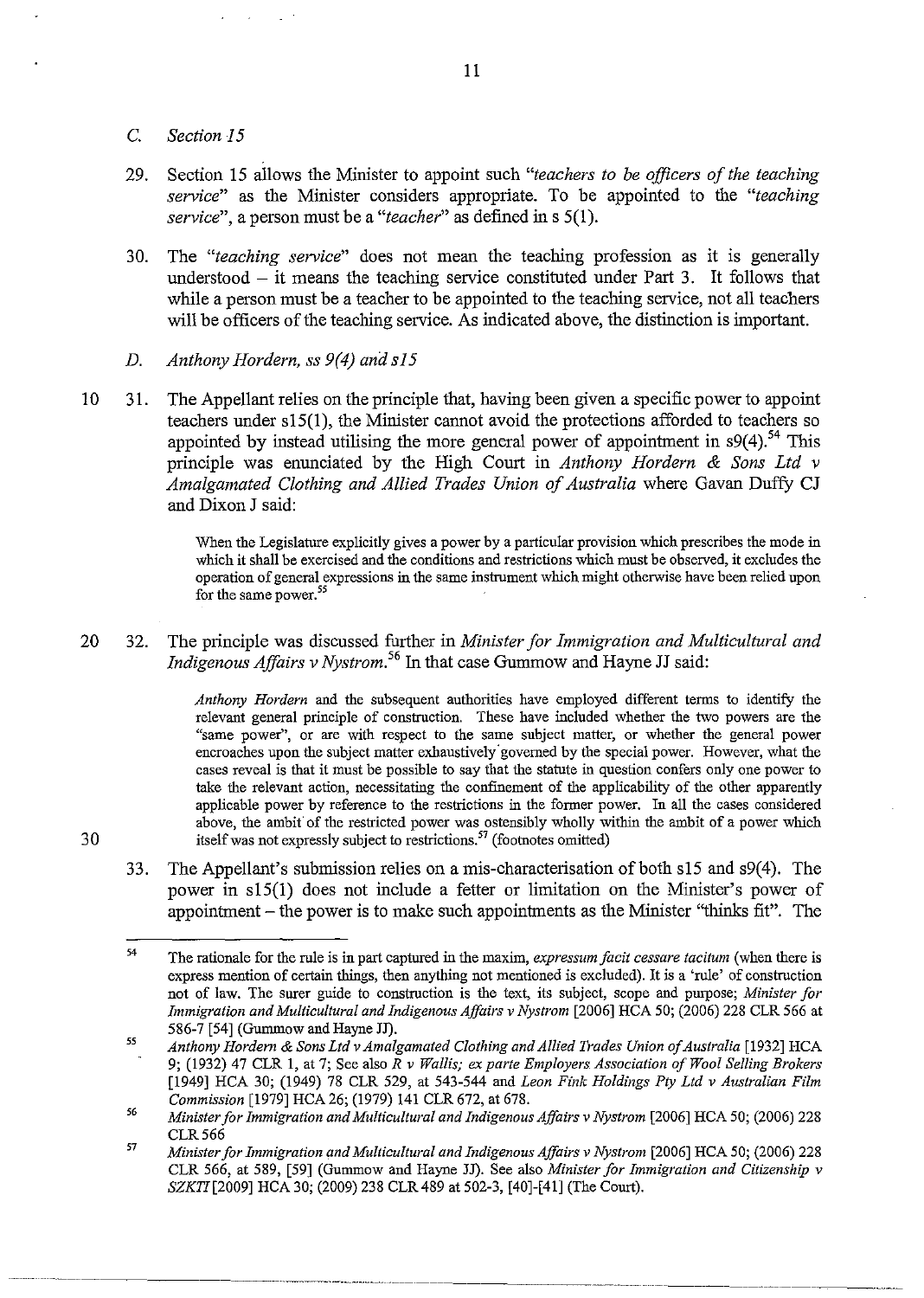C. *Section 15*

29. Section 15 allows the Minister to appoint such *"teachers to be officers of the teaching service"* as the Minister considers appropriate. To be appointed to the *"teaching service"*, a person must be a *"teacher"* as defined in s 5(1).

30. The *"teaching service"* does not mean the teaching profession as it is generally understood – it means the teaching service constituted under Part 3. It follows that while a person must be a teacher to be appointed to the teaching service, not all teachers will be officers of the teaching service. As indicated above, the distinction is important.

D. *Anthony Hordern, ss 9(4) and s15*

31. The Appellant relies on the principle that, having been given a specific power to appoint teachers under s15(1), the Minister cannot avoid the protections afforded to teachers so appointed by instead utilising the more general power of appointment in s9(4).[54] This principle was enunciated by the High Court in *Anthony Hordern & Sons Ltd v Amalgamated Clothing and Allied Trades Union of Australia* where Gavan Duffy CJ and Dixon J said:

> When the Legislature explicitly gives a power by a particular provision which prescribes the mode in which it shall be exercised and the conditions and restrictions which must be observed, it excludes the operation of general expressions in the same instrument which might otherwise have been relied upon for the same power.[55]

32. The principle was discussed further in *Minister for Immigration and Multicultural and Indigenous Affairs v Nystrom*.[56] In that case Gummow and Hayne JJ said:

> *Anthony Hordern* and the subsequent authorities have employed different terms to identify the relevant general principle of construction. These have included whether the two powers are the "same power", or are with respect to the same subject matter, or whether the general power encroaches upon the subject matter exhaustively governed by the special power. However, what the cases reveal is that it must be possible to say that the statute in question confers only one power to take the relevant action, necessitating the confinement of the applicability of the other apparently applicable power by reference to the restrictions in the former power. In all the cases considered above, the ambit of the restricted power was ostensibly wholly within the ambit of a power which itself was not expressly subject to restrictions.[57] (footnotes omitted)

33. The Appellant's submission relies on a mis-characterisation of both s15 and s9(4). The power in s15(1) does not include a fetter or limitation on the Minister's power of appointment – the power is to make such appointments as the Minister "thinks fit". The

---

[54] The rationale for the rule is in part captured in the maxim, *expressum facit cessare tacitum* (when there is express mention of certain things, then anything not mentioned is excluded). It is a 'rule' of construction not of law. The surer guide to construction is the text, its subject, scope and purpose; *Minister for Immigration and Multicultural and Indigenous Affairs v Nystrom* [2006] HCA 50; (2006) 228 CLR 566 at 586-7 [54] (Gummow and Hayne JJ).

[55] *Anthony Hordern & Sons Ltd v Amalgamated Clothing and Allied Trades Union of Australia* [1932] HCA 9; (1932) 47 CLR 1, at 7; See also *R v Wallis; ex parte Employers Association of Wool Selling Brokers* [1949] HCA 30; (1949) 78 CLR 529, at 543-544 and *Leon Fink Holdings Pty Ltd v Australian Film Commission* [1979] HCA 26; (1979) 141 CLR 672, at 678.

[56] *Minister for Immigration and Multicultural and Indigenous Affairs v Nystrom* [2006] HCA 50; (2006) 228 CLR 566

[57] *Minister for Immigration and Multicultural and Indigenous Affairs v Nystrom* [2006] HCA 50; (2006) 228 CLR 566, at 589, [59] (Gummow and Hayne JJ). See also *Minister for Immigration and Citizenship v SZKTI* [2009] HCA 30; (2009) 238 CLR 489 at 502-3, [40]-[41] (The Court).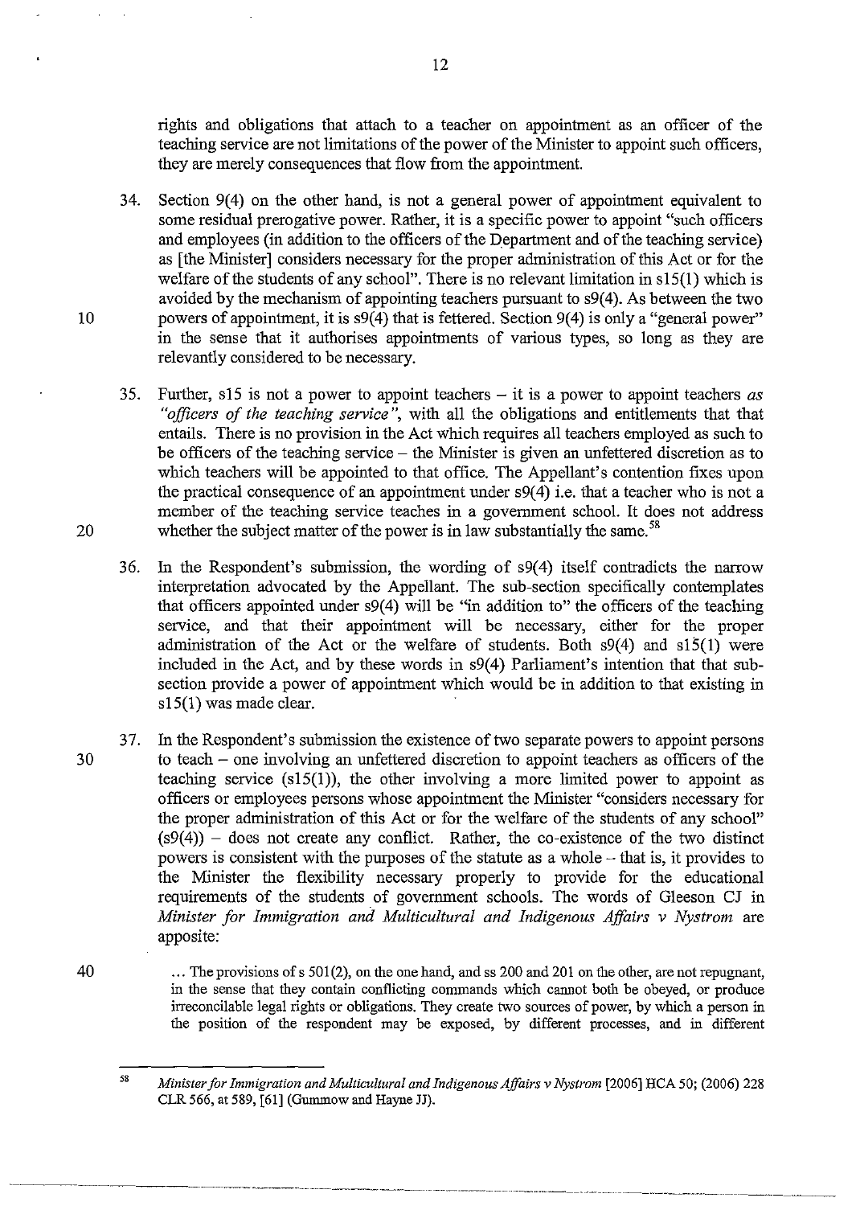rights and obligations that attach to a teacher on appointment as an officer of the teaching service are not limitations of the power of the Minister to appoint such officers, they are merely consequences that flow from the appointment.

34. Section 9(4) on the other hand, is not a general power of appointment equivalent to some residual prerogative power. Rather, it is a specific power to appoint "such officers and employees (in addition to the officers of the Department and of the teaching service) as [the Minister] considers necessary for the proper administration of this Act or for the welfare of the students of any school". There is no relevant limitation in s15(1) which is avoided by the mechanism of appointing teachers pursuant to s9(4). As between the two powers of appointment, it is s9(4) that is fettered. Section 9(4) is only a "general power" in the sense that it authorises appointments of various types, so long as they are relevantly considered to be necessary.

35. Further, s15 is not a power to appoint teachers – it is a power to appoint teachers *as "officers of the teaching service"*, with all the obligations and entitlements that that entails. There is no provision in the Act which requires all teachers employed as such to be officers of the teaching service – the Minister is given an unfettered discretion as to which teachers will be appointed to that office. The Appellant's contention fixes upon the practical consequence of an appointment under s9(4) i.e. that a teacher who is not a member of the teaching service teaches in a government school. It does not address whether the subject matter of the power is in law substantially the same.[58]

36. In the Respondent's submission, the wording of s9(4) itself contradicts the narrow interpretation advocated by the Appellant. The sub-section specifically contemplates that officers appointed under s9(4) will be "in addition to" the officers of the teaching service, and that their appointment will be necessary, either for the proper administration of the Act or the welfare of students. Both s9(4) and s15(1) were included in the Act, and by these words in s9(4) Parliament's intention that that sub-section provide a power of appointment which would be in addition to that existing in s15(1) was made clear.

37. In the Respondent's submission the existence of two separate powers to appoint persons to teach – one involving an unfettered discretion to appoint teachers as officers of the teaching service (s15(1)), the other involving a more limited power to appoint as officers or employees persons whose appointment the Minister "considers necessary for the proper administration of this Act or for the welfare of the students of any school" (s9(4)) – does not create any conflict. Rather, the co-existence of the two distinct powers is consistent with the purposes of the statute as a whole – that is, it provides to the Minister the flexibility necessary properly to provide for the educational requirements of the students of government schools. The words of Gleeson CJ in *Minister for Immigration and Multicultural and Indigenous Affairs v Nystrom* are apposite:

> ... The provisions of s 501(2), on the one hand, and ss 200 and 201 on the other, are not repugnant, in the sense that they contain conflicting commands which cannot both be obeyed, or produce irreconcilable legal rights or obligations. They create two sources of power, by which a person in the position of the respondent may be exposed, by different processes, and in different

---

[58] *Minister for Immigration and Multicultural and Indigenous Affairs v Nystrom* [2006] HCA 50; (2006) 228 CLR 566, at 589, [61] (Gummow and Hayne JJ).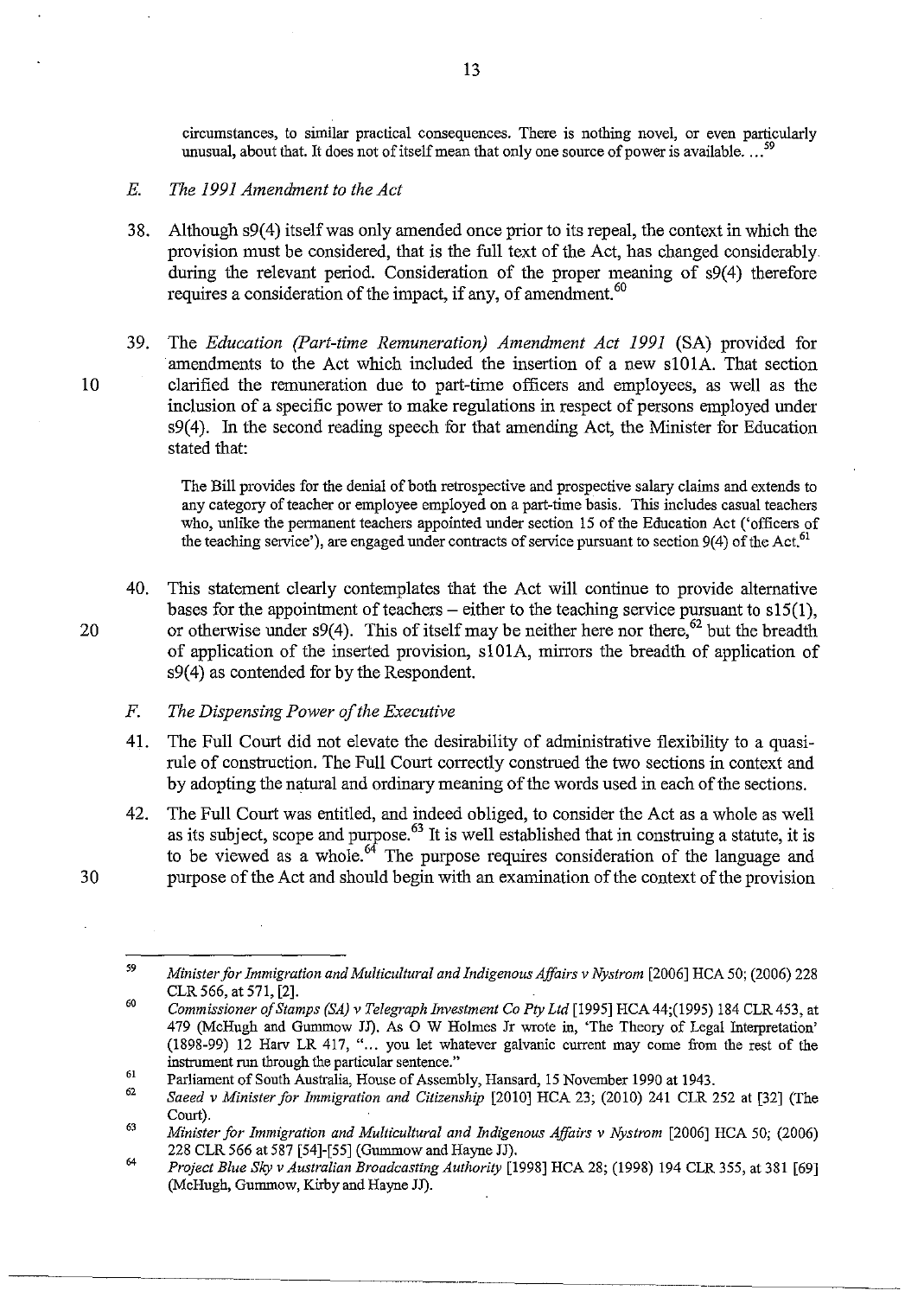circumstances, to similar practical consequences. There is nothing novel, or even particularly unusual, about that. It does not of itself mean that only one source of power is available. …[59]

### E. *The 1991 Amendment to the Act*

38. Although s9(4) itself was only amended once prior to its repeal, the context in which the provision must be considered, that is the full text of the Act, has changed considerably during the relevant period. Consideration of the proper meaning of s9(4) therefore requires a consideration of the impact, if any, of amendment.[60]

39. The *Education (Part-time Remuneration) Amendment Act 1991* (SA) provided for amendments to the Act which included the insertion of a new s101A. That section clarified the remuneration due to part-time officers and employees, as well as the inclusion of a specific power to make regulations in respect of persons employed under s9(4). In the second reading speech for that amending Act, the Minister for Education stated that:

> The Bill provides for the denial of both retrospective and prospective salary claims and extends to any category of teacher or employee employed on a part-time basis. This includes casual teachers who, unlike the permanent teachers appointed under section 15 of the Education Act ('officers of the teaching service'), are engaged under contracts of service pursuant to section 9(4) of the Act.[61]

40. This statement clearly contemplates that the Act will continue to provide alternative bases for the appointment of teachers – either to the teaching service pursuant to s15(1), or otherwise under s9(4). This of itself may be neither here nor there,[62] but the breadth of application of the inserted provision, s101A, mirrors the breadth of application of s9(4) as contended for by the Respondent.

### F. *The Dispensing Power of the Executive*

41. The Full Court did not elevate the desirability of administrative flexibility to a quasi-rule of construction. The Full Court correctly construed the two sections in context and by adopting the natural and ordinary meaning of the words used in each of the sections.

42. The Full Court was entitled, and indeed obliged, to consider the Act as a whole as well as its subject, scope and purpose.[63] It is well established that in construing a statute, it is to be viewed as a whole.[64] The purpose requires consideration of the language and purpose of the Act and should begin with an examination of the context of the provision

---

[59] *Minister for Immigration and Multicultural and Indigenous Affairs v Nystrom* [2006] HCA 50; (2006) 228 CLR 566, at 571, [2].

[60] *Commissioner of Stamps (SA) v Telegraph Investment Co Pty Ltd* [1995] HCA 44;(1995) 184 CLR 453, at 479 (McHugh and Gummow JJ). As O W Holmes Jr wrote in, 'The Theory of Legal Interpretation' (1898-99) 12 Harv LR 417, "… you let whatever galvanic current may come from the rest of the instrument run through the particular sentence."

[61] Parliament of South Australia, House of Assembly, Hansard, 15 November 1990 at 1943.

[62] *Saeed v Minister for Immigration and Citizenship* [2010] HCA 23; (2010) 241 CLR 252 at [32] (The Court).

[63] *Minister for Immigration and Multicultural and Indigenous Affairs v Nystrom* [2006] HCA 50; (2006) 228 CLR 566 at 587 [54]-[55] (Gummow and Hayne JJ).

[64] *Project Blue Sky v Australian Broadcasting Authority* [1998] HCA 28; (1998) 194 CLR 355, at 381 [69] (McHugh, Gummow, Kirby and Hayne JJ).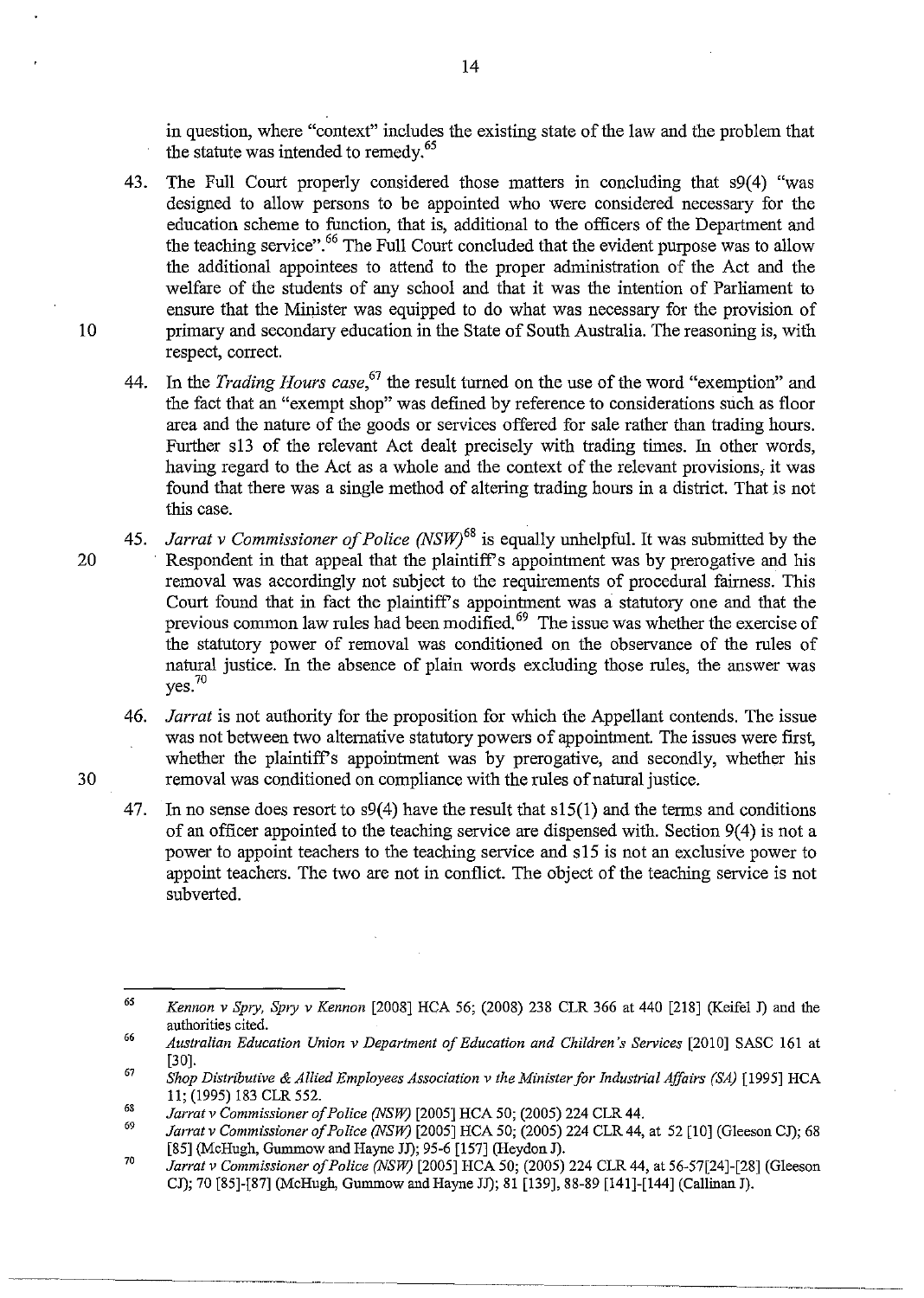in question, where "context" includes the existing state of the law and the problem that the statute was intended to remedy.[65]

43. The Full Court properly considered those matters in concluding that s9(4) "was designed to allow persons to be appointed who were considered necessary for the education scheme to function, that is, additional to the officers of the Department and the teaching service".[66] The Full Court concluded that the evident purpose was to allow the additional appointees to attend to the proper administration of the Act and the welfare of the students of any school and that it was the intention of Parliament to ensure that the Minister was equipped to do what was necessary for the provision of primary and secondary education in the State of South Australia. The reasoning is, with respect, correct.

44. In the *Trading Hours case*,[67] the result turned on the use of the word "exemption" and the fact that an "exempt shop" was defined by reference to considerations such as floor area and the nature of the goods or services offered for sale rather than trading hours. Further s13 of the relevant Act dealt precisely with trading times. In other words, having regard to the Act as a whole and the context of the relevant provisions, it was found that there was a single method of altering trading hours in a district. That is not this case.

45. *Jarrat v Commissioner of Police (NSW)*[68] is equally unhelpful. It was submitted by the Respondent in that appeal that the plaintiff's appointment was by prerogative and his removal was accordingly not subject to the requirements of procedural fairness. This Court found that in fact the plaintiff's appointment was a statutory one and that the previous common law rules had been modified.[69] The issue was whether the exercise of the statutory power of removal was conditioned on the observance of the rules of natural justice. In the absence of plain words excluding those rules, the answer was yes.[70]

46. *Jarrat* is not authority for the proposition for which the Appellant contends. The issue was not between two alternative statutory powers of appointment. The issues were first, whether the plaintiff's appointment was by prerogative, and secondly, whether his removal was conditioned on compliance with the rules of natural justice.

47. In no sense does resort to s9(4) have the result that s15(1) and the terms and conditions of an officer appointed to the teaching service are dispensed with. Section 9(4) is not a power to appoint teachers to the teaching service and s15 is not an exclusive power to appoint teachers. The two are not in conflict. The object of the teaching service is not subverted.

---

65 *Kennon v Spry, Spry v Kennon* [2008] HCA 56; (2008) 238 CLR 366 at 440 [218] (Keifel J) and the authorities cited.

66 *Australian Education Union v Department of Education and Children's Services* [2010] SASC 161 at [30].

67 *Shop Distributive & Allied Employees Association v the Minister for Industrial Affairs (SA)* [1995] HCA 11; (1995) 183 CLR 552.

68 *Jarrat v Commissioner of Police (NSW)* [2005] HCA 50; (2005) 224 CLR 44.

69 *Jarrat v Commissioner of Police (NSW)* [2005] HCA 50; (2005) 224 CLR 44, at 52 [10] (Gleeson CJ); 68 [85] (McHugh, Gummow and Hayne JJ); 95-6 [157] (Heydon J).

70 *Jarrat v Commissioner of Police (NSW)* [2005] HCA 50; (2005) 224 CLR 44, at 56-57[24]-[28] (Gleeson CJ); 70 [85]-[87] (McHugh, Gummow and Hayne JJ); 81 [139], 88-89 [141]-[144] (Callinan J).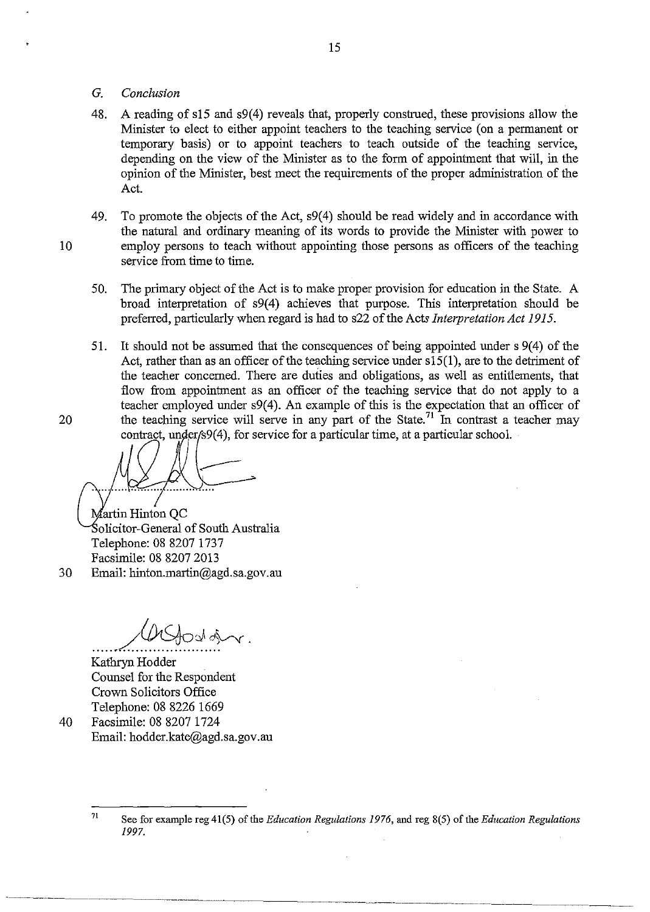## G. *Conclusion*

48. A reading of s15 and s9(4) reveals that, properly construed, these provisions allow the Minister to elect to either appoint teachers to the teaching service (on a permanent or temporary basis) or to appoint teachers to teach outside of the teaching service, depending on the view of the Minister as to the form of appointment that will, in the opinion of the Minister, best meet the requirements of the proper administration of the Act.

49. To promote the objects of the Act, s9(4) should be read widely and in accordance with the natural and ordinary meaning of its words to provide the Minister with power to employ persons to teach without appointing those persons as officers of the teaching service from time to time.

50. The primary object of the Act is to make proper provision for education in the State. A broad interpretation of s9(4) achieves that purpose. This interpretation should be preferred, particularly when regard is had to s22 of the Acts *Interpretation Act 1915*.

51. It should not be assumed that the consequences of being appointed under s 9(4) of the Act, rather than as an officer of the teaching service under s15(1), are to the detriment of the teacher concerned. There are duties and obligations, as well as entitlements, that flow from appointment as an officer of the teaching service that do not apply to a teacher employed under s9(4). An example of this is the expectation that an officer of the teaching service will serve in any part of the State.[71] In contrast a teacher may contract, under s9(4), for service for a particular time, at a particular school.

Martin Hinton QC
Solicitor-General of South Australia
Telephone: 08 8207 1737
Facsimile: 08 8207 2013
Email: hinton.martin@agd.sa.gov.au

Kathryn Hodder
Counsel for the Respondent
Crown Solicitors Office
Telephone: 08 8226 1669
Facsimile: 08 8207 1724
Email: hodder.kate@agd.sa.gov.au

[71] See for example reg 41(5) of the *Education Regulations 1976*, and reg 8(5) of the *Education Regulations 1997*.